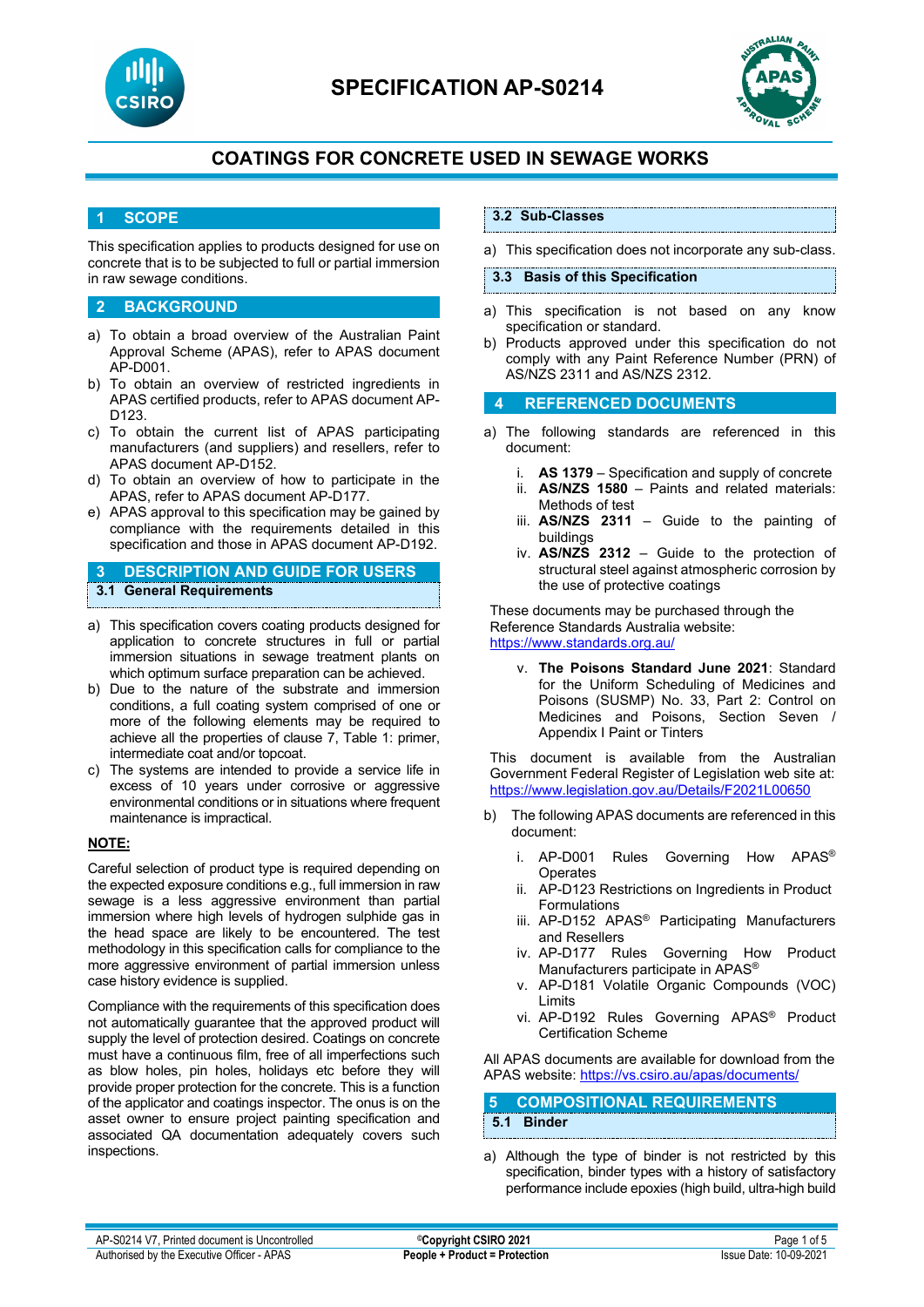# SPECIFICATION AP-S0214

# COATINGS FOR CONCRETE USED IN SEWAGE WORKS

## 1 SCOPE

This specification applies to products designed for use on concrete that is to be subjected to full or partial immersion in raw sewage conditions.

## 2 BACKGROUND

a) To obtain a broad overview of the Australian Paint Approval Scheme (APAS), refer to APAS document AP-D001.
b) To obtain an overview of restricted ingredients in APAS certified products, refer to APAS document AP-D123.
c) To obtain the current list of APAS participating manufacturers (and suppliers) and resellers, refer to APAS document AP-D152.
d) To obtain an overview of how to participate in the APAS, refer to APAS document AP-D177.
e) APAS approval to this specification may be gained by compliance with the requirements detailed in this specification and those in APAS document AP-D192.

## 3 DESCRIPTION AND GUIDE FOR USERS

### 3.1 General Requirements

a) This specification covers coating products designed for application to concrete structures in full or partial immersion situations in sewage treatment plants on which optimum surface preparation can be achieved.
b) Due to the nature of the substrate and immersion conditions, a full coating system comprised of one or more of the following elements may be required to achieve all the properties of clause 7, Table 1: primer, intermediate coat and/or topcoat.
c) The systems are intended to provide a service life in excess of 10 years under corrosive or aggressive environmental conditions or in situations where frequent maintenance is impractical.

**NOTE:**

Careful selection of product type is required depending on the expected exposure conditions e.g., full immersion in raw sewage is a less aggressive environment than partial immersion where high levels of hydrogen sulphide gas in the head space are likely to be encountered. The test methodology in this specification calls for compliance to the more aggressive environment of partial immersion unless case history evidence is supplied.

Compliance with the requirements of this specification does not automatically guarantee that the approved product will supply the level of protection desired. Coatings on concrete must have a continuous film, free of all imperfections such as blow holes, pin holes, holidays etc before they will provide proper protection for the concrete. This is a function of the applicator and coatings inspector. The onus is on the asset owner to ensure project painting specification and associated QA documentation adequately covers such inspections.

### 3.2 Sub-Classes

a) This specification does not incorporate any sub-class.

### 3.3 Basis of this Specification

a) This specification is not based on any know specification or standard.
b) Products approved under this specification do not comply with any Paint Reference Number (PRN) of AS/NZS 2311 and AS/NZS 2312.

## 4 REFERENCED DOCUMENTS

a) The following standards are referenced in this document:

   i. **AS 1379** – Specification and supply of concrete
   ii. **AS/NZS 1580** – Paints and related materials: Methods of test
   iii. **AS/NZS 2311** – Guide to the painting of buildings
   iv. **AS/NZS 2312** – Guide to the protection of structural steel against atmospheric corrosion by the use of protective coatings

   These documents may be purchased through the Reference Standards Australia website: https://www.standards.org.au/

   v. **The Poisons Standard June 2021**: Standard for the Uniform Scheduling of Medicines and Poisons (SUSMP) No. 33, Part 2: Control on Medicines and Poisons, Section Seven / Appendix I Paint or Tinters

   This document is available from the Australian Government Federal Register of Legislation web site at: https://www.legislation.gov.au/Details/F2021L00650

b) The following APAS documents are referenced in this document:

   i. AP-D001 Rules Governing How APAS® Operates
   ii. AP-D123 Restrictions on Ingredients in Product Formulations
   iii. AP-D152 APAS® Participating Manufacturers and Resellers
   iv. AP-D177 Rules Governing How Product Manufacturers participate in APAS®
   v. AP-D181 Volatile Organic Compounds (VOC) Limits
   vi. AP-D192 Rules Governing APAS® Product Certification Scheme

All APAS documents are available for download from the APAS website: https://vs.csiro.au/apas/documents/

## 5 COMPOSITIONAL REQUIREMENTS

### 5.1 Binder

a) Although the type of binder is not restricted by this specification, binder types with a history of satisfactory performance include epoxies (high build, ultra-high build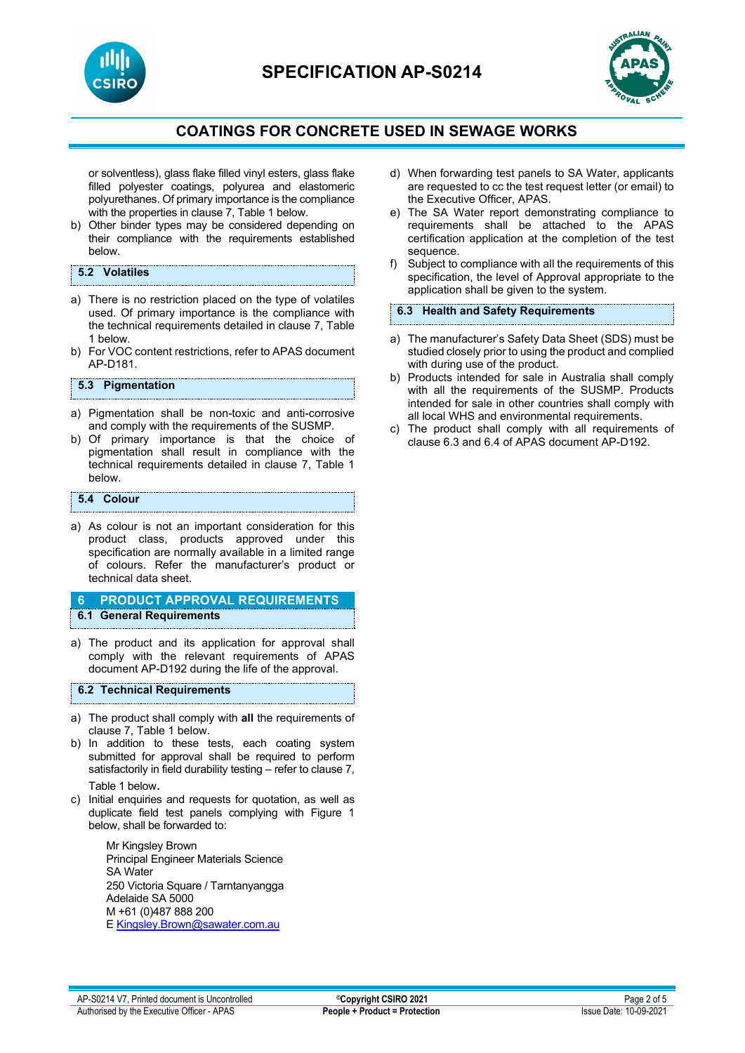or solventless), glass flake filled vinyl esters, glass flake filled polyester coatings, polyurea and elastomeric polyurethanes. Of primary importance is the compliance with the properties in clause 7, Table 1 below.

b) Other binder types may be considered depending on their compliance with the requirements established below.

### 5.2 Volatiles

a) There is no restriction placed on the type of volatiles used. Of primary importance is the compliance with the technical requirements detailed in clause 7, Table 1 below.
b) For VOC content restrictions, refer to APAS document AP-D181.

### 5.3 Pigmentation

a) Pigmentation shall be non-toxic and anti-corrosive and comply with the requirements of the SUSMP.
b) Of primary importance is that the choice of pigmentation shall result in compliance with the technical requirements detailed in clause 7, Table 1 below.

### 5.4 Colour

a) As colour is not an important consideration for this product class, products approved under this specification are normally available in a limited range of colours. Refer the manufacturer's product or technical data sheet.

## 6 PRODUCT APPROVAL REQUIREMENTS

### 6.1 General Requirements

a) The product and its application for approval shall comply with the relevant requirements of APAS document AP-D192 during the life of the approval.

### 6.2 Technical Requirements

a) The product shall comply with **all** the requirements of clause 7, Table 1 below.
b) In addition to these tests, each coating system submitted for approval shall be required to perform satisfactorily in field durability testing – refer to clause 7, Table 1 below.
c) Initial enquiries and requests for quotation, as well as duplicate field test panels complying with Figure 1 below, shall be forwarded to:

   Mr Kingsley Brown
   Principal Engineer Materials Science
   SA Water
   250 Victoria Square / Tarntanyangga
   Adelaide SA 5000
   M +61 (0)487 888 200
   E Kingsley.Brown@sawater.com.au

d) When forwarding test panels to SA Water, applicants are requested to cc the test request letter (or email) to the Executive Officer, APAS.
e) The SA Water report demonstrating compliance to requirements shall be attached to the APAS certification application at the completion of the test sequence.
f) Subject to compliance with all the requirements of this specification, the level of Approval appropriate to the application shall be given to the system.

### 6.3 Health and Safety Requirements

a) The manufacturer's Safety Data Sheet (SDS) must be studied closely prior to using the product and complied with during use of the product.
b) Products intended for sale in Australia shall comply with all the requirements of the SUSMP. Products intended for sale in other countries shall comply with all local WHS and environmental requirements.
c) The product shall comply with all requirements of clause 6.3 and 6.4 of APAS document AP-D192.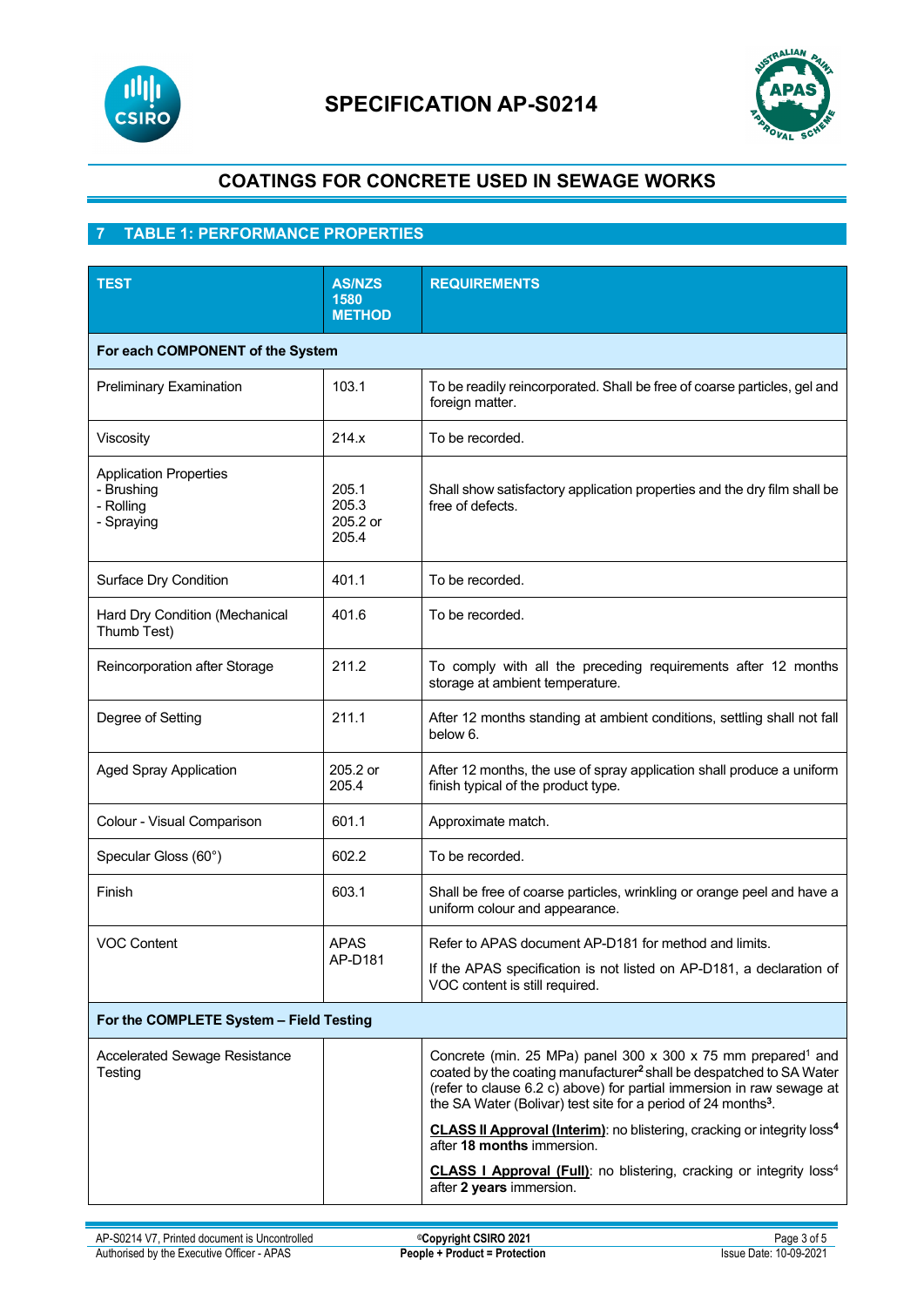## 7 TABLE 1: PERFORMANCE PROPERTIES

| TEST | AS/NZS 1580 METHOD | REQUIREMENTS |
|---|---|---|
| **For each COMPONENT of the System** | | |
| Preliminary Examination | 103.1 | To be readily reincorporated. Shall be free of coarse particles, gel and foreign matter. |
| Viscosity | 214.x | To be recorded. |
| Application Properties<br>- Brushing<br>- Rolling<br>- Spraying | 205.1<br>205.3<br>205.2 or 205.4 | Shall show satisfactory application properties and the dry film shall be free of defects. |
| Surface Dry Condition | 401.1 | To be recorded. |
| Hard Dry Condition (Mechanical Thumb Test) | 401.6 | To be recorded. |
| Reincorporation after Storage | 211.2 | To comply with all the preceding requirements after 12 months storage at ambient temperature. |
| Degree of Setting | 211.1 | After 12 months standing at ambient conditions, settling shall not fall below 6. |
| Aged Spray Application | 205.2 or 205.4 | After 12 months, the use of spray application shall produce a uniform finish typical of the product type. |
| Colour - Visual Comparison | 601.1 | Approximate match. |
| Specular Gloss (60°) | 602.2 | To be recorded. |
| Finish | 603.1 | Shall be free of coarse particles, wrinkling or orange peel and have a uniform colour and appearance. |
| VOC Content | APAS AP-D181 | Refer to APAS document AP-D181 for method and limits.<br>If the APAS specification is not listed on AP-D181, a declaration of VOC content is still required. |
| **For the COMPLETE System – Field Testing** | | |
| Accelerated Sewage Resistance Testing | | Concrete (min. 25 MPa) panel 300 x 300 x 75 mm prepared[1] and coated by the coating manufacturer[2] shall be despatched to SA Water (refer to clause 6.2 c) above) for partial immersion in raw sewage at the SA Water (Bolivar) test site for a period of 24 months[3].<br>**CLASS II Approval (Interim)**: no blistering, cracking or integrity loss[4] after **18 months** immersion.<br>**CLASS I Approval (Full)**: no blistering, cracking or integrity loss[4] after **2 years** immersion. |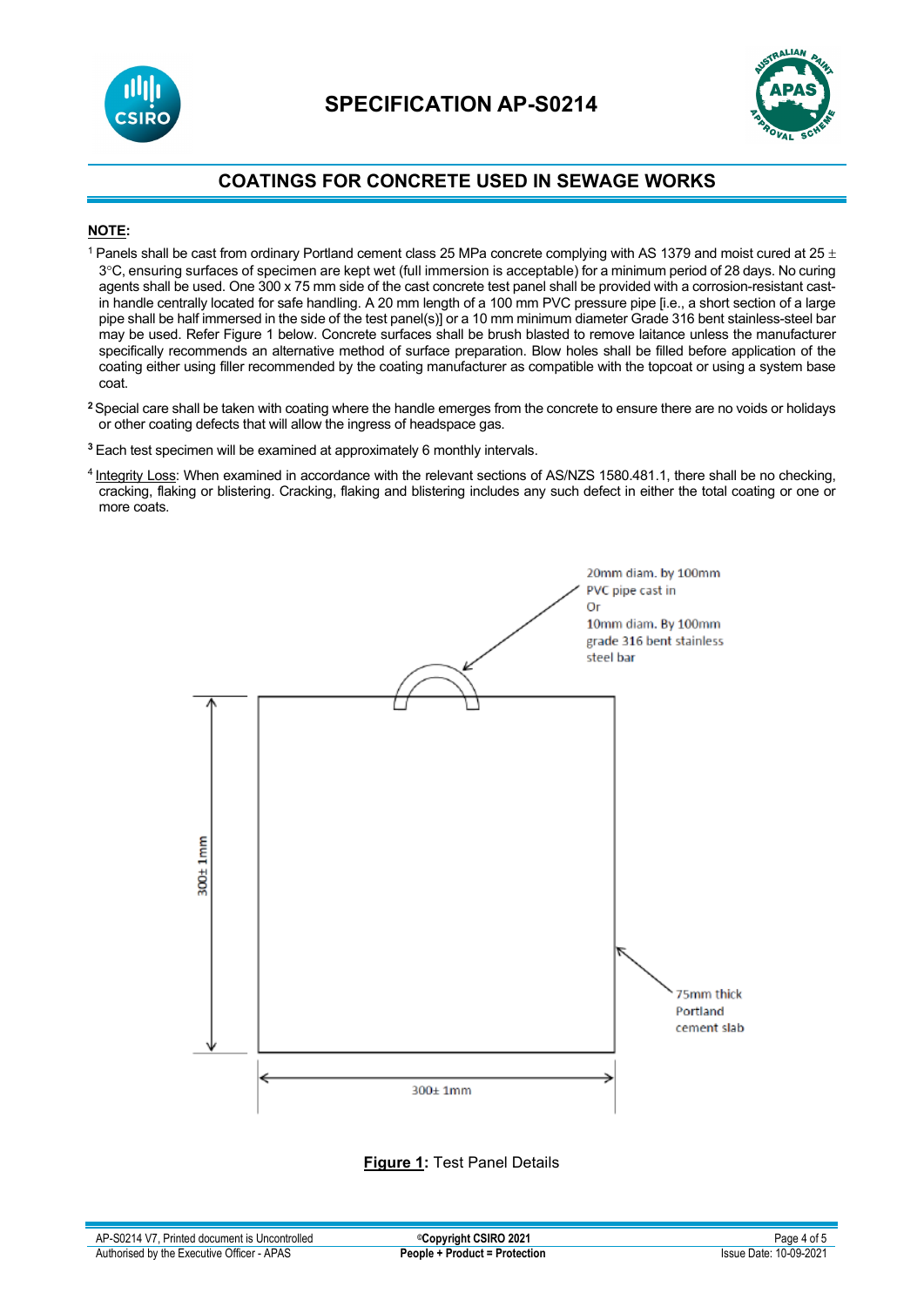## COATINGS FOR CONCRETE USED IN SEWAGE WORKS

**NOTE:**

[1] Panels shall be cast from ordinary Portland cement class 25 MPa concrete complying with AS 1379 and moist cured at 25 ± 3°C, ensuring surfaces of specimen are kept wet (full immersion is acceptable) for a minimum period of 28 days. No curing agents shall be used. One 300 x 75 mm side of the cast concrete test panel shall be provided with a corrosion-resistant cast-in handle centrally located for safe handling. A 20 mm length of a 100 mm PVC pressure pipe [i.e., a short section of a large pipe shall be half immersed in the side of the test panel(s)] or a 10 mm minimum diameter Grade 316 bent stainless-steel bar may be used. Refer Figure 1 below. Concrete surfaces shall be brush blasted to remove laitance unless the manufacturer specifically recommends an alternative method of surface preparation. Blow holes shall be filled before application of the coating either using filler recommended by the coating manufacturer as compatible with the topcoat or using a system base coat.

[2] Special care shall be taken with coating where the handle emerges from the concrete to ensure there are no voids or holidays or other coating defects that will allow the ingress of headspace gas.

[3] Each test specimen will be examined at approximately 6 monthly intervals.

[4] Integrity Loss: When examined in accordance with the relevant sections of AS/NZS 1580.481.1, there shall be no checking, cracking, flaking or blistering. Cracking, flaking and blistering includes any such defect in either the total coating or one or more coats.

20mm diam. by 100mm PVC pipe cast in Or 10mm diam. By 100mm grade 316 bent stainless steel bar

300± 1mm

75mm thick Portland cement slab

300± 1mm

**Figure 1:** Test Panel Details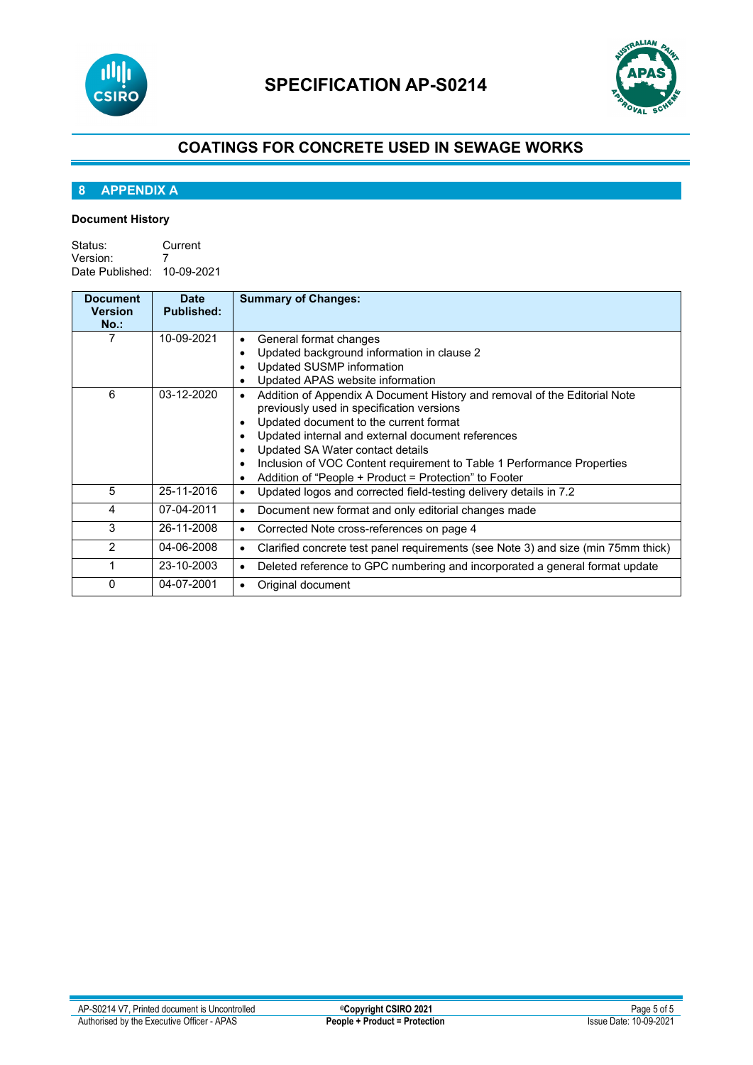## 8 APPENDIX A

**Document History**

Status: Current
Version: 7
Date Published: 10-09-2021

| Document Version No.: | Date Published: | Summary of Changes: |
|---|---|---|
| 7 | 10-09-2021 | • General format changes<br>• Updated background information in clause 2<br>• Updated SUSMP information<br>• Updated APAS website information |
| 6 | 03-12-2020 | • Addition of Appendix A Document History and removal of the Editorial Note previously used in specification versions<br>• Updated document to the current format<br>• Updated internal and external document references<br>• Updated SA Water contact details<br>• Inclusion of VOC Content requirement to Table 1 Performance Properties<br>• Addition of "People + Product = Protection" to Footer |
| 5 | 25-11-2016 | • Updated logos and corrected field-testing delivery details in 7.2 |
| 4 | 07-04-2011 | • Document new format and only editorial changes made |
| 3 | 26-11-2008 | • Corrected Note cross-references on page 4 |
| 2 | 04-06-2008 | • Clarified concrete test panel requirements (see Note 3) and size (min 75mm thick) |
| 1 | 23-10-2003 | • Deleted reference to GPC numbering and incorporated a general format update |
| 0 | 04-07-2001 | • Original document |